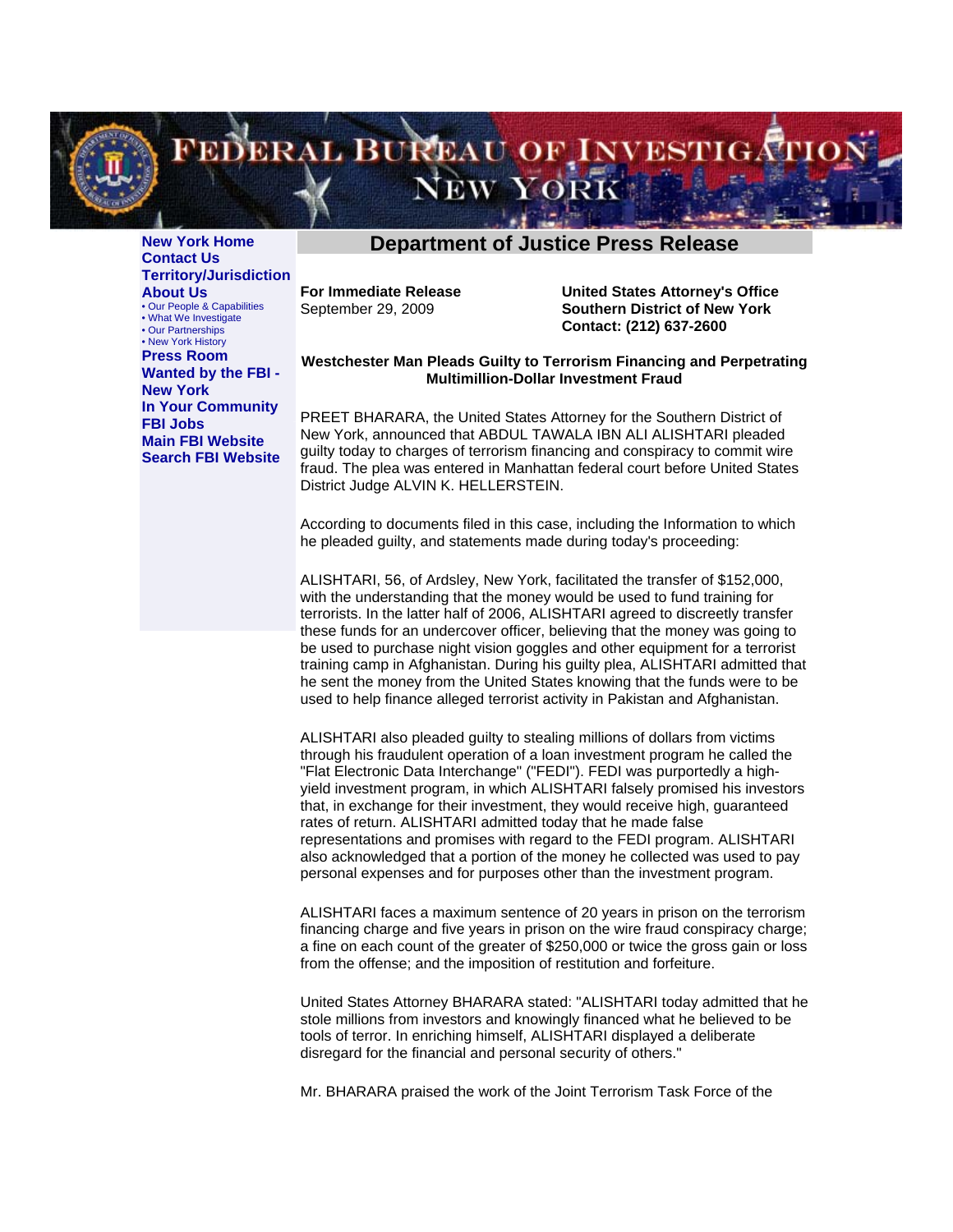FEDERAL BUREAU OF INVESTIGATION
NEW YORK

**New York Home**
**Contact Us**
**Territory/Jurisdiction**
**About Us**
- Our People & Capabilities
- What We Investigate
- Our Partnerships
- New York History

**Press Room**
**Wanted by the FBI - New York**
**In Your Community**
**FBI Jobs**
**Main FBI Website**
**Search FBI Website**

## Department of Justice Press Release

**For Immediate Release**
September 29, 2009

**United States Attorney's Office**
**Southern District of New York**
**Contact: (212) 637-2600**

### Westchester Man Pleads Guilty to Terrorism Financing and Perpetrating Multimillion-Dollar Investment Fraud

PREET BHARARA, the United States Attorney for the Southern District of New York, announced that ABDUL TAWALA IBN ALI ALISHTARI pleaded guilty today to charges of terrorism financing and conspiracy to commit wire fraud. The plea was entered in Manhattan federal court before United States District Judge ALVIN K. HELLERSTEIN.

According to documents filed in this case, including the Information to which he pleaded guilty, and statements made during today's proceeding:

ALISHTARI, 56, of Ardsley, New York, facilitated the transfer of $152,000, with the understanding that the money would be used to fund training for terrorists. In the latter half of 2006, ALISHTARI agreed to discreetly transfer these funds for an undercover officer, believing that the money was going to be used to purchase night vision goggles and other equipment for a terrorist training camp in Afghanistan. During his guilty plea, ALISHTARI admitted that he sent the money from the United States knowing that the funds were to be used to help finance alleged terrorist activity in Pakistan and Afghanistan.

ALISHTARI also pleaded guilty to stealing millions of dollars from victims through his fraudulent operation of a loan investment program he called the "Flat Electronic Data Interchange" ("FEDI"). FEDI was purportedly a high-yield investment program, in which ALISHTARI falsely promised his investors that, in exchange for their investment, they would receive high, guaranteed rates of return. ALISHTARI admitted today that he made false representations and promises with regard to the FEDI program. ALISHTARI also acknowledged that a portion of the money he collected was used to pay personal expenses and for purposes other than the investment program.

ALISHTARI faces a maximum sentence of 20 years in prison on the terrorism financing charge and five years in prison on the wire fraud conspiracy charge; a fine on each count of the greater of $250,000 or twice the gross gain or loss from the offense; and the imposition of restitution and forfeiture.

United States Attorney BHARARA stated: "ALISHTARI today admitted that he stole millions from investors and knowingly financed what he believed to be tools of terror. In enriching himself, ALISHTARI displayed a deliberate disregard for the financial and personal security of others."

Mr. BHARARA praised the work of the Joint Terrorism Task Force of the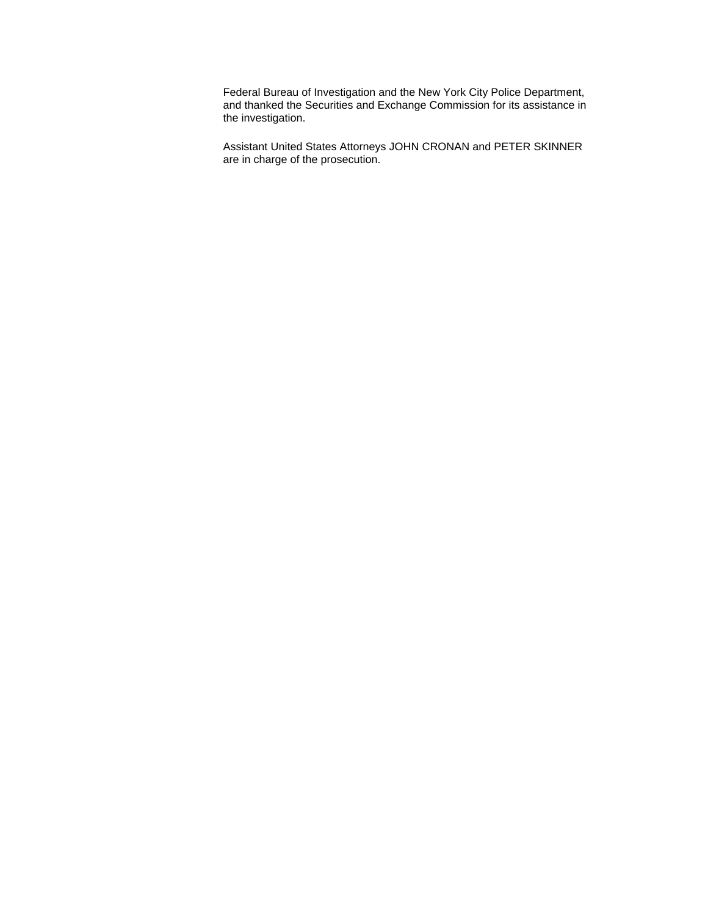Federal Bureau of Investigation and the New York City Police Department, and thanked the Securities and Exchange Commission for its assistance in the investigation.

Assistant United States Attorneys JOHN CRONAN and PETER SKINNER are in charge of the prosecution.